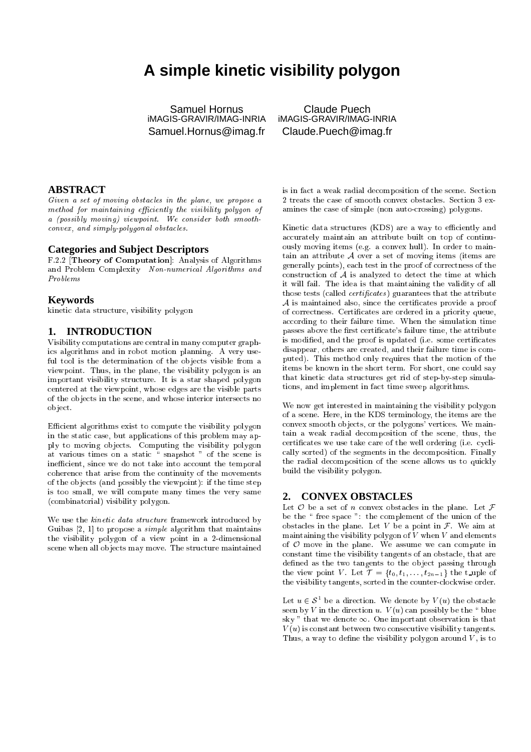# A simple kinetic visibility polygon

Samuel Hornus
iMAGIS-GRAVIR/IMAG-INRIA
Samuel.Hornus@imag.fr

Claude Puech
iMAGIS-GRAVIR/IMAG-INRIA
Claude.Puech@imag.fr

## ABSTRACT

*Given a set of moving obstacles in the plane, we propose a method for maintaining efficiently the visibility polygon of a (possibly moving) viewpoint. We consider both smooth-convex, and simply-polygonal obstacles.*

## Categories and Subject Descriptors

F.2.2 [**Theory of Computation**]: Analysis of Algorithms and Problem Complexity *Non-numerical Algorithms and Problems*

## Keywords

kinetic data structure, visibility polygon

## 1. INTRODUCTION

Visibility computations are central in many computer graphics algorithms and in robot motion planning. A very useful tool is the determination of the objects visible from a viewpoint. Thus, in the plane, the visibility polygon is an important visibility structure. It is a star shaped polygon centered at the viewpoint, whose edges are the visible parts of the objects in the scene, and whose interior intersects no object.

Efficient algorithms exist to compute the visibility polygon in the static case, but applications of this problem may apply to moving objects. Computing the visibility polygon at various times on a static " snapshot " of the scene is inefficient, since we do not take into account the temporal coherence that arise from the continuity of the movements of the objects (and possibly the viewpoint): if the time step is too small, we will compute many times the very same (combinatorial) visibility polygon.

We use the *kinetic data structure* framework introduced by Guibas [2, 1] to propose a *simple* algorithm that maintains the visibility polygon of a view point in a 2-dimensional scene when all objects may move. The structure maintained is in fact a weak radial decomposition of the scene. Section 2 treats the case of smooth convex obstacles. Section 3 examines the case of simple (non auto-crossing) polygons.

Kinetic data structures (KDS) are a way to efficiently and accurately maintain an attribute built on top of continuously moving items (e.g. a convex hull). In order to maintain an attribute $\mathcal{A}$ over a set of moving items (items are generally points), each test in the proof of correctness of the construction of $\mathcal{A}$ is analyzed to detect the time at which it will fail. The idea is that maintaining the validity of all those tests (called *certificates*) guarantees that the attribute $\mathcal{A}$ is maintained also, since the certificates provide a proof of correctness. Certificates are ordered in a priority queue, according to their failure time. When the simulation time passes above the first certificate's failure time, the attribute is modified, and the proof is updated (i.e. some certificates disappear, others are created, and their failure time is computed). This method only requires that the motion of the items be known in the short term. For short, one could say that kinetic data structures get rid of step-by-step simulations, and implement in fact time sweep algorithms.

We now get interested in maintaining the visibility polygon of a scene. Here, in the KDS terminology, the items are the convex smooth objects, or the polygons' vertices. We maintain a weak radial decomposition of the scene, thus, the certificates we use take care of the well ordering (i.e. cyclically sorted) of the segments in the decomposition. Finally the radial decomposition of the scene allows us to quickly build the visibility polygon.

## 2. CONVEX OBSTACLES

Let $\mathcal{O}$ be a set of $n$ convex obstacles in the plane. Let $\mathcal{F}$ be the " free space ": the complement of the union of the obstacles in the plane. Let $V$ be a point in $\mathcal{F}$. We aim at maintaining the visibility polygon of $V$ when $V$ and elements of $\mathcal{O}$ move in the plane. We assume we can compute in constant time the visibility tangents of an obstacle, that are defined as the two tangents to the object passing through the view point $V$. Let $\mathcal{T} = \{t_0, t_1, \ldots, t_{2n-1}\}$ the t_uple of the visibility tangents, sorted in the counter-clockwise order.

Let $u \in \mathcal{S}^1$ be a direction. We denote by $V(u)$ the obstacle seen by $V$ in the direction $u$. $V(u)$ can possibly be the " blue sky " that we denote $\infty$. One important observation is that $V(u)$ is constant between two consecutive visibility tangents. Thus, a way to define the visibility polygon around $V$, is to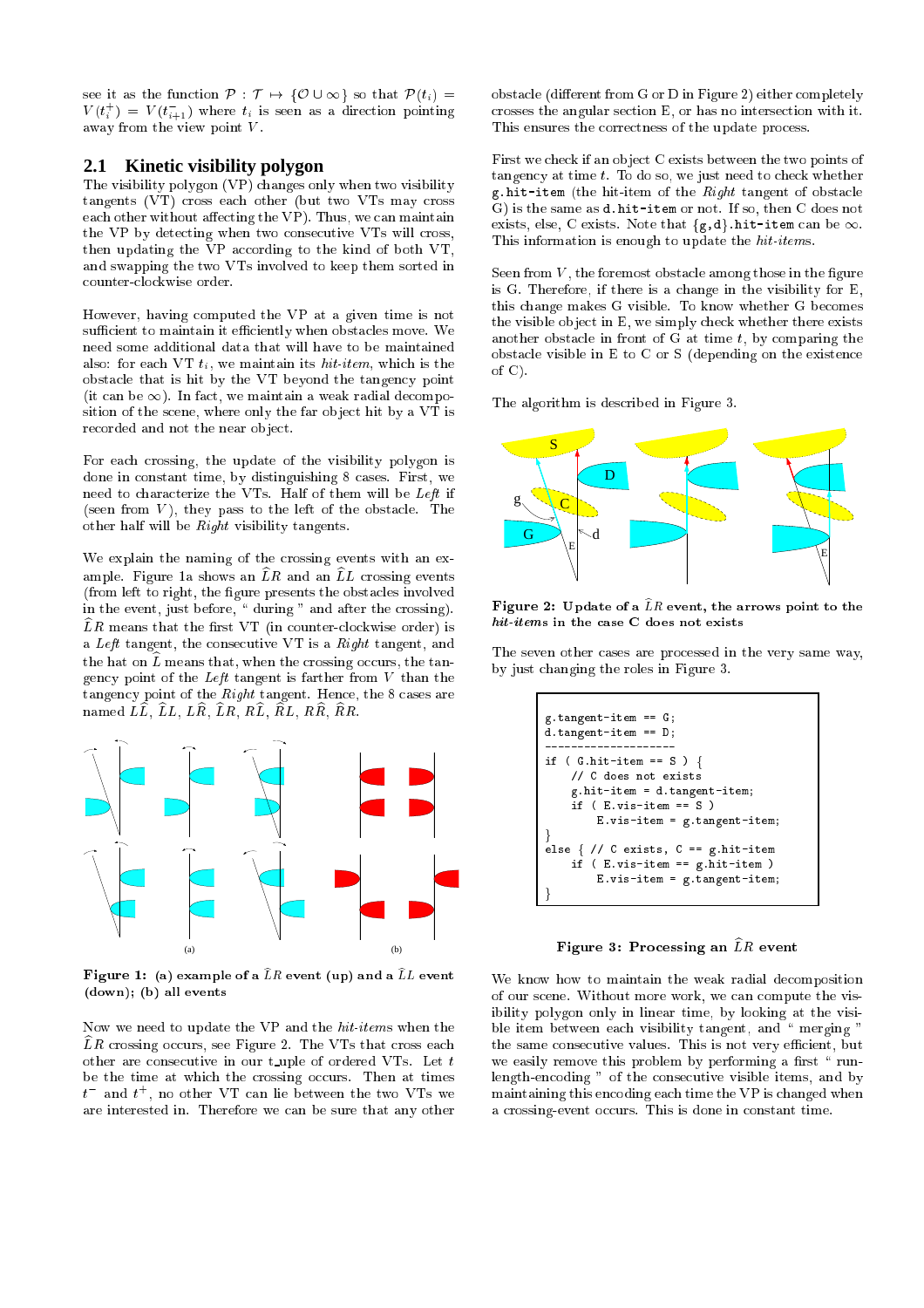see it as the function $\mathcal{P} : \mathcal{T} \mapsto \{\mathcal{O} \cup \infty\}$ so that $\mathcal{P}(t_i) = V(t_i^+) = V(t_{i+1}^-)$ where $t_i$ is seen as a direction pointing away from the view point $V$.

## 2.1 Kinetic visibility polygon

The visibility polygon (VP) changes only when two visibility tangents (VT) cross each other (but two VTs may cross each other without affecting the VP). Thus, we can maintain the VP by detecting when two consecutive VTs will cross, then updating the VP according to the kind of both VT, and swapping the two VTs involved to keep them sorted in counter-clockwise order.

However, having computed the VP at a given time is not sufficient to maintain it efficiently when obstacles move. We need some additional data that will have to be maintained also: for each VT $t_i$, we maintain its *hit-item*, which is the obstacle that is hit by the VT beyond the tangency point (it can be $\infty$). In fact, we maintain a weak radial decomposition of the scene, where only the far object hit by a VT is recorded and not the near object.

For each crossing, the update of the visibility polygon is done in constant time, by distinguishing 8 cases. First, we need to characterize the VTs. Half of them will be *Left* if (seen from $V$), they pass to the left of the obstacle. The other half will be *Right* visibility tangents.

We explain the naming of the crossing events with an example. Figure 1a shows an $\widehat{L}R$ and an $\widehat{L}L$ crossing events (from left to right, the figure presents the obstacles involved in the event, just before, " during " and after the crossing). $\widehat{L}R$ means that the first VT (in counter-clockwise order) is a *Left* tangent, the consecutive VT is a *Right* tangent, and the hat on $\widehat{L}$ means that, when the crossing occurs, the tangency point of the *Left* tangent is farther from $V$ than the tangency point of the *Right* tangent. Hence, the 8 cases are named $L\widehat{L}$, $\widehat{L}L$, $L\widehat{R}$, $\widehat{L}R$, $R\widehat{L}$, $\widehat{R}L$, $R\widehat{R}$, $\widehat{R}R$.

**Figure 1: (a) example of a $\widehat{L}R$ event (up) and a $\widehat{L}L$ event (down); (b) all events**

Now we need to update the VP and the *hit-items* when the $\widehat{L}R$ crossing occurs, see Figure 2. The VTs that cross each other are consecutive in our t_uple of ordered VTs. Let $t$ be the time at which the crossing occurs. Then at times $t^-$ and $t^+$, no other VT can lie between the two VTs we are interested in. Therefore we can be sure that any other obstacle (different from G or D in Figure 2) either completely crosses the angular section E, or has no intersection with it. This ensures the correctness of the update process.

First we check if an object C exists between the two points of tangency at time $t$. To do so, we just need to check whether `g.hit-item` (the hit-item of the *Right* tangent of obstacle G) is the same as `d.hit-item` or not. If so, then C does not exists, else, C exists. Note that `{g,d}.hit-item` can be $\infty$. This information is enough to update the *hit-items*.

Seen from $V$, the foremost obstacle among those in the figure is G. Therefore, if there is a change in the visibility for E, this change makes G visible. To know whether G becomes the visible object in E, we simply check whether there exists another obstacle in front of G at time $t$, by comparing the obstacle visible in E to C or S (depending on the existence of C).

The algorithm is described in Figure 3.

**Figure 2: Update of a $\widehat{L}R$ event, the arrows point to the *hit-items* in the case C does not exists**

The seven other cases are processed in the very same way, by just changing the roles in Figure 3.

```
g.tangent-item == G;
d.tangent-item == D;
--------------------
if ( G.hit-item == S ) {
    // C does not exists
    g.hit-item = d.tangent-item;
    if ( E.vis-item == S )
        E.vis-item = g.tangent-item;
}
else { // C exists, C == g.hit-item
    if ( E.vis-item == g.hit-item )
        E.vis-item = g.tangent-item;
}
```

**Figure 3: Processing an $\widehat{L}R$ event**

We know how to maintain the weak radial decomposition of our scene. Without more work, we can compute the visibility polygon only in linear time, by looking at the visible item between each visibility tangent, and " merging " the same consecutive values. This is not very efficient, but we easily remove this problem by performing a first " run-length-encoding " of the consecutive visible items, and by maintaining this encoding each time the VP is changed when a crossing-event occurs. This is done in constant time.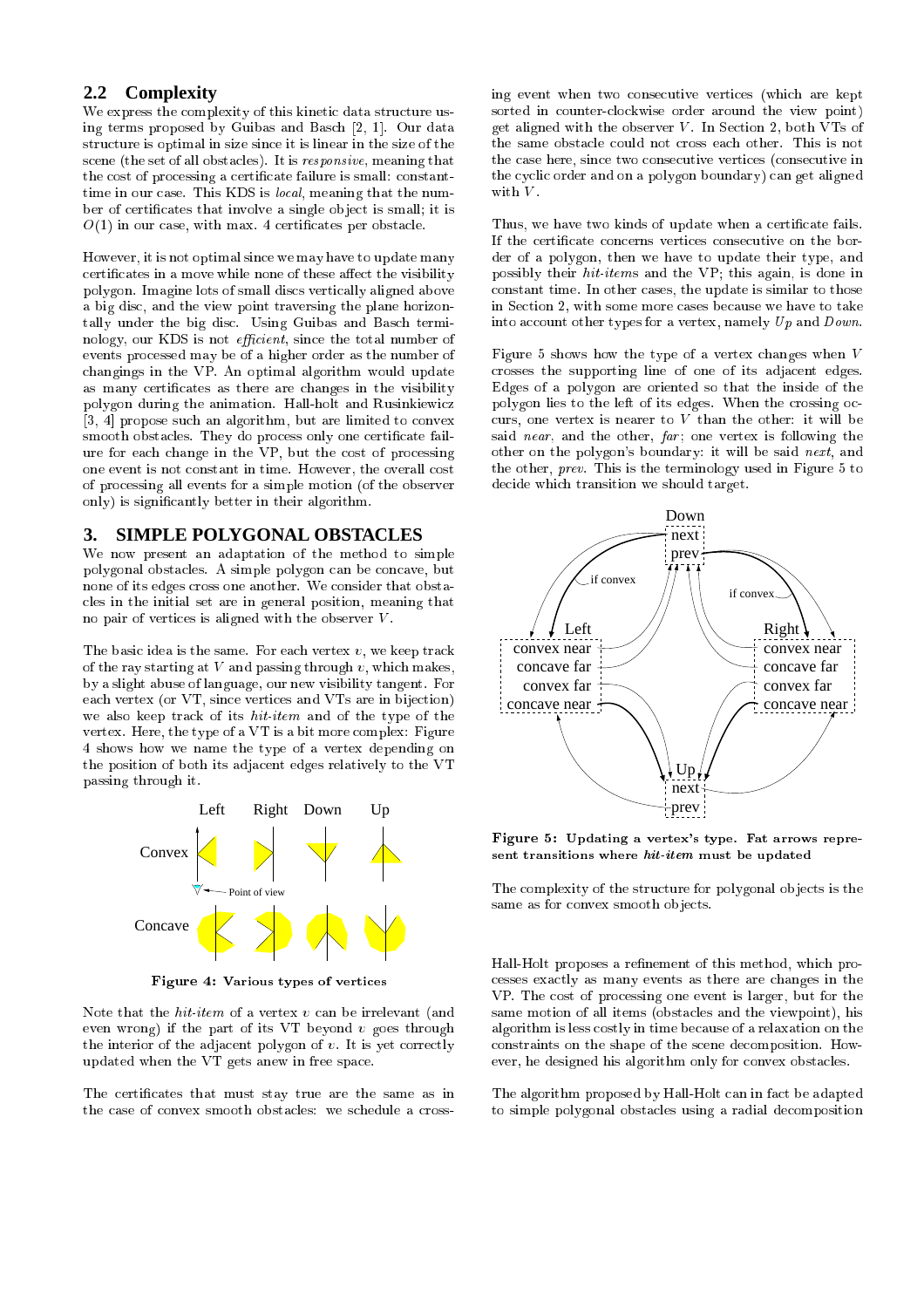### 2.2 Complexity

We express the complexity of this kinetic data structure using terms proposed by Guibas and Basch [2, 1]. Our data structure is optimal in size since it is linear in the size of the scene (the set of all obstacles). It is *responsive*, meaning that the cost of processing a certificate failure is small: constant-time in our case. This KDS is *local*, meaning that the number of certificates that involve a single object is small; it is $O(1)$ in our case, with max. 4 certificates per obstacle.

However, it is not optimal since we may have to update many certificates in a move while none of these affect the visibility polygon. Imagine lots of small discs vertically aligned above a big disc, and the view point traversing the plane horizontally under the big disc. Using Guibas and Basch terminology, our KDS is not *efficient*, since the total number of events processed may be of a higher order as the number of changings in the VP. An optimal algorithm would update as many certificates as there are changes in the visibility polygon during the animation. Hall-holt and Rusinkiewicz [3, 4] propose such an algorithm, but are limited to convex smooth obstacles. They do process only one certificate failure for each change in the VP, but the cost of processing one event is not constant in time. However, the overall cost of processing all events for a simple motion (of the observer only) is significantly better in their algorithm.

## 3. SIMPLE POLYGONAL OBSTACLES

We now present an adaptation of the method to simple polygonal obstacles. A simple polygon can be concave, but none of its edges cross one another. We consider that obstacles in the initial set are in general position, meaning that no pair of vertices is aligned with the observer $V$.

The basic idea is the same. For each vertex $v$, we keep track of the ray starting at $V$ and passing through $v$, which makes, by a slight abuse of language, our new visibility tangent. For each vertex (or VT, since vertices and VTs are in bijection) we also keep track of its *hit-item* and of the type of the vertex. Here, the type of a VT is a bit more complex: Figure 4 shows how we name the type of a vertex depending on the position of both its adjacent edges relatively to the VT passing through it.

Figure 4: Various types of vertices

Note that the *hit-item* of a vertex $v$ can be irrelevant (and even wrong) if the part of its VT beyond $v$ goes through the interior of the adjacent polygon of $v$. It is yet correctly updated when the VT gets anew in free space.

The certificates that must stay true are the same as in the case of convex smooth obstacles: we schedule a crossing event when two consecutive vertices (which are kept sorted in counter-clockwise order around the view point) get aligned with the observer $V$. In Section 2, both VTs of the same obstacle could not cross each other. This is not the case here, since two consecutive vertices (consecutive in the cyclic order and on a polygon boundary) can get aligned with $V$.

Thus, we have two kinds of update when a certificate fails. If the certificate concerns vertices consecutive on the border of a polygon, then we have to update their type, and possibly their *hit-items* and the VP; this again, is done in constant time. In other cases, the update is similar to those in Section 2, with some more cases because we have to take into account other types for a vertex, namely *Up* and *Down*.

Figure 5 shows how the type of a vertex changes when $V$ crosses the supporting line of one of its adjacent edges. Edges of a polygon are oriented so that the inside of the polygon lies to the left of its edges. When the crossing occurs, one vertex is nearer to $V$ than the other: it will be said *near*, and the other, *far*; one vertex is following the other on the polygon's boundary: it will be said *next*, and the other, *prev*. This is the terminology used in Figure 5 to decide which transition we should target.

Figure 5: Updating a vertex's type. Fat arrows represent transitions where *hit-item* must be updated

The complexity of the structure for polygonal objects is the same as for convex smooth objects.

Hall-Holt proposes a refinement of this method, which processes exactly as many events as there are changes in the VP. The cost of processing one event is larger, but for the same motion of all items (obstacles and the viewpoint), his algorithm is less costly in time because of a relaxation on the constraints on the shape of the scene decomposition. However, he designed his algorithm only for convex obstacles.

The algorithm proposed by Hall-Holt can in fact be adapted to simple polygonal obstacles using a radial decomposition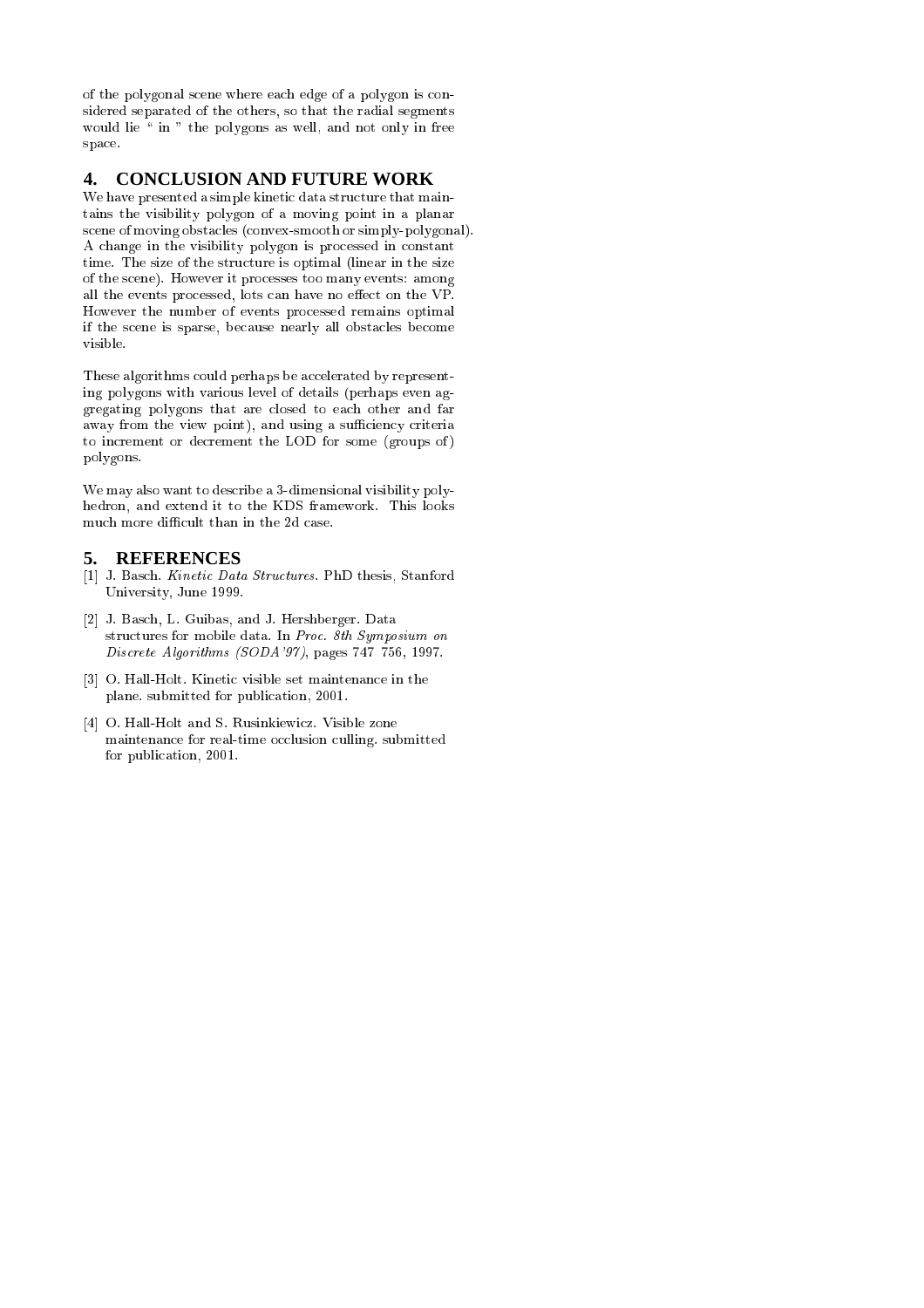of the polygonal scene where each edge of a polygon is considered separated of the others, so that the radial segments would lie " in " the polygons as well, and not only in free space.

## 4. CONCLUSION AND FUTURE WORK

We have presented a simple kinetic data structure that maintains the visibility polygon of a moving point in a planar scene of moving obstacles (convex-smooth or simply-polygonal). A change in the visibility polygon is processed in constant time. The size of the structure is optimal (linear in the size of the scene). However it processes too many events: among all the events processed, lots can have no effect on the VP. However the number of events processed remains optimal if the scene is sparse, because nearly all obstacles become visible.

These algorithms could perhaps be accelerated by representing polygons with various level of details (perhaps even aggregating polygons that are closed to each other and far away from the view point), and using a sufficiency criteria to increment or decrement the LOD for some (groups of) polygons.

We may also want to describe a 3-dimensional visibility polyhedron, and extend it to the KDS framework. This looks much more difficult than in the 2d case.

## 5. REFERENCES

[1] J. Basch. *Kinetic Data Structures*. PhD thesis, Stanford University, June 1999.

[2] J. Basch, L. Guibas, and J. Hershberger. Data structures for mobile data. In *Proc. 8th Symposium on Discrete Algorithms (SODA'97)*, pages 747 756, 1997.

[3] O. Hall-Holt. Kinetic visible set maintenance in the plane. submitted for publication, 2001.

[4] O. Hall-Holt and S. Rusinkiewicz. Visible zone maintenance for real-time occlusion culling. submitted for publication, 2001.